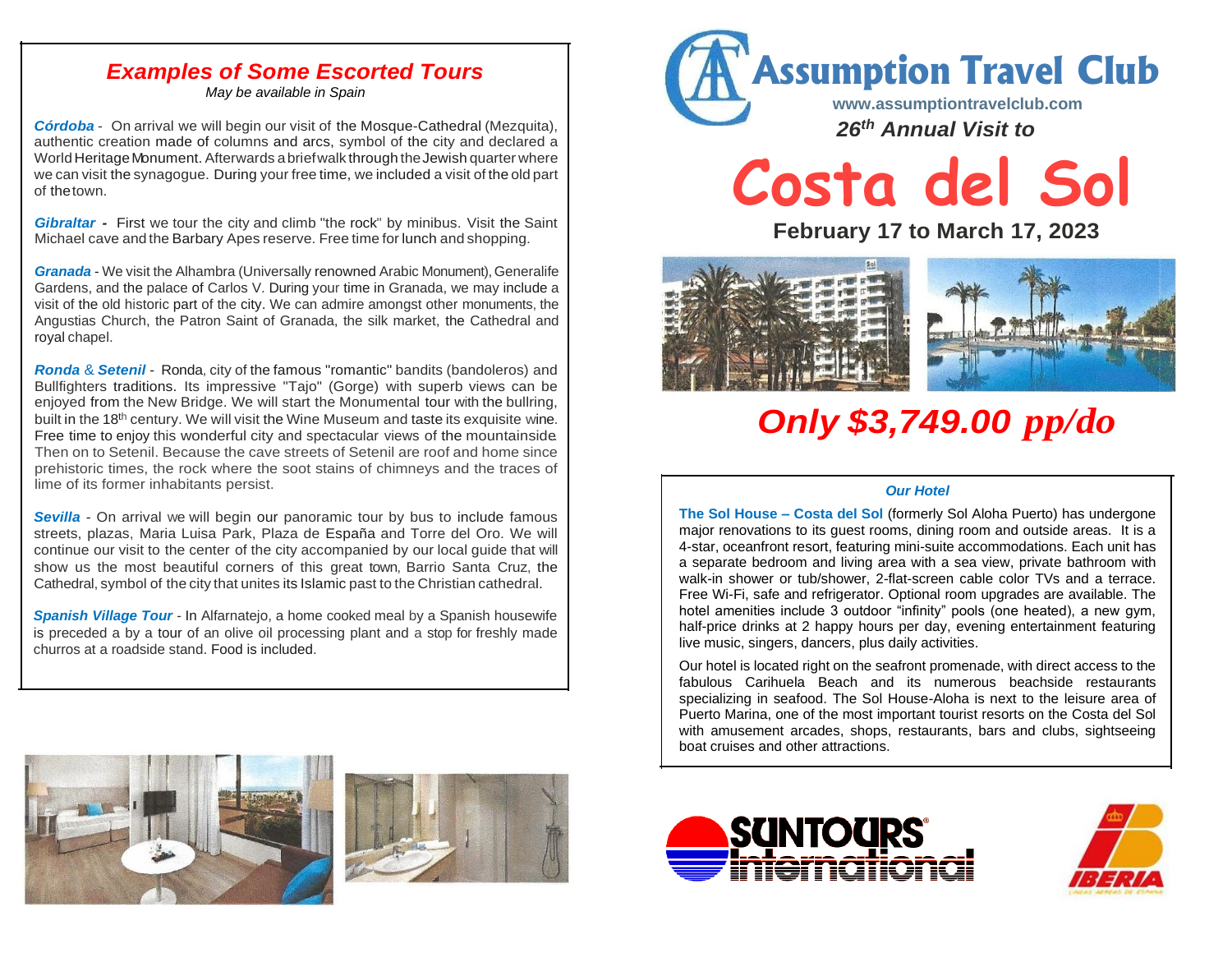# Assumption Travel Club

www.assumptiontravelclub.com

*26th Annual Visit to*

# Costa del Sol

**February 17 to March 17, 2023**

## *Only $3,749.00 pp/do*

### *Our Hotel*

**The Sol House – Costa del Sol** (formerly Sol Aloha Puerto) has undergone major renovations to its guest rooms, dining room and outside areas. It is a 4-star, oceanfront resort, featuring mini-suite accommodations. Each unit has a separate bedroom and living area with a sea view, private bathroom with walk-in shower or tub/shower, 2-flat-screen cable color TVs and a terrace. Free Wi-Fi, safe and refrigerator. Optional room upgrades are available. The hotel amenities include 3 outdoor "infinity" pools (one heated), a new gym, half-price drinks at 2 happy hours per day, evening entertainment featuring live music, singers, dancers, plus daily activities.

Our hotel is located right on the seafront promenade, with direct access to the fabulous Carihuela Beach and its numerous beachside restaurants specializing in seafood. The Sol House-Aloha is next to the leisure area of Puerto Marina, one of the most important tourist resorts on the Costa del Sol with amusement arcades, shops, restaurants, bars and clubs, sightseeing boat cruises and other attractions.

## *Examples of Some Escorted Tours*

*May be available in Spain*

***Córdoba*** - On arrival we will begin our visit of the Mosque-Cathedral (Mezquita), authentic creation made of columns and arcs, symbol of the city and declared a World Heritage Monument. Afterwards a brief walk through the Jewish quarter where we can visit the synagogue. During your free time, we included a visit of the old part of the town.

***Gibraltar*** - First we tour the city and climb "the rock" by minibus. Visit the Saint Michael cave and the Barbary Apes reserve. Free time for lunch and shopping.

***Granada*** - We visit the Alhambra (Universally renowned Arabic Monument), Generalife Gardens, and the palace of Carlos V. During your time in Granada, we may include a visit of the old historic part of the city. We can admire amongst other monuments, the Angustias Church, the Patron Saint of Granada, the silk market, the Cathedral and royal chapel.

***Ronda*** & ***Setenil*** - Ronda, city of the famous "romantic" bandits (bandoleros) and Bullfighters traditions. Its impressive "Tajo" (Gorge) with superb views can be enjoyed from the New Bridge. We will start the Monumental tour with the bullring, built in the 18th century. We will visit the Wine Museum and taste its exquisite wine. Free time to enjoy this wonderful city and spectacular views of the mountainside Then on to Setenil. Because the cave streets of Setenil are roof and home since prehistoric times, the rock where the soot stains of chimneys and the traces of lime of its former inhabitants persist.

***Sevilla*** - On arrival we will begin our panoramic tour by bus to include famous streets, plazas, Maria Luisa Park, Plaza de España and Torre del Oro. We will continue our visit to the center of the city accompanied by our local guide that will show us the most beautiful corners of this great town, Barrio Santa Cruz, the Cathedral, symbol of the city that unites its Islamic past to the Christian cathedral.

***Spanish Village Tour*** - In Alfarnatejo, a home cooked meal by a Spanish housewife is preceded a by a tour of an olive oil processing plant and a stop for freshly made churros at a roadside stand. Food is included.

SUNTOURS International

IBERIA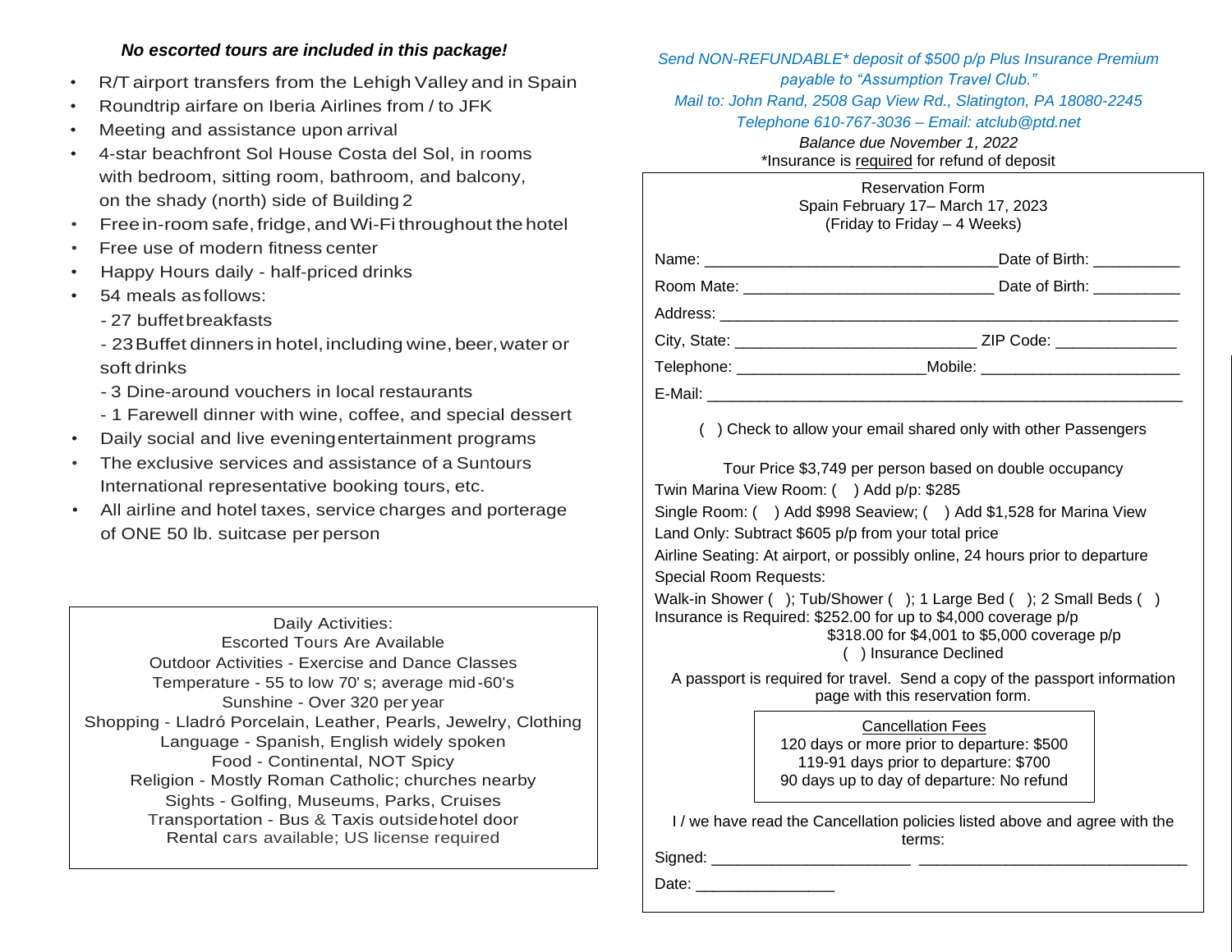***No escorted tours are included in this package!***

- R/T airport transfers from the Lehigh Valley and in Spain
- Roundtrip airfare on Iberia Airlines from / to JFK
- Meeting and assistance upon arrival
- 4-star beachfront Sol House Costa del Sol, in rooms with bedroom, sitting room, bathroom, and balcony, on the shady (north) side of Building 2
- Free in-room safe, fridge, and Wi-Fi throughout the hotel
- Free use of modern fitness center
- Happy Hours daily - half-priced drinks
- 54 meals as follows:
  - 27 buffet breakfasts
  - 23 Buffet dinners in hotel, including wine, beer, water or soft drinks
  - 3 Dine-around vouchers in local restaurants
  - 1 Farewell dinner with wine, coffee, and special dessert
- Daily social and live evening entertainment programs
- The exclusive services and assistance of a Suntours International representative booking tours, etc.
- All airline and hotel taxes, service charges and porterage of ONE 50 lb. suitcase per person

Daily Activities:
Escorted Tours Are Available
Outdoor Activities - Exercise and Dance Classes
Temperature - 55 to low 70' s; average mid-60's
Sunshine - Over 320 per year
Shopping - Lladró Porcelain, Leather, Pearls, Jewelry, Clothing
Language - Spanish, English widely spoken
Food - Continental, NOT Spicy
Religion - Mostly Roman Catholic; churches nearby
Sights - Golfing, Museums, Parks, Cruises
Transportation - Bus & Taxis outside hotel door
Rental cars available; US license required

*Send NON-REFUNDABLE* deposit of $500 p/p Plus Insurance Premium payable to "Assumption Travel Club."*
*Mail to: John Rand, 2508 Gap View Rd., Slatington, PA 18080-2245*
*Telephone 610-767-3036 – Email: atclub@ptd.net*
*Balance due November 1, 2022*
*Insurance is required for refund of deposit

Reservation Form
Spain February 17– March 17, 2023
(Friday to Friday – 4 Weeks)

Name: ___________________________________Date of Birth: __________
Room Mate: ______________________________ Date of Birth: __________
Address: ________________________________________________________
City, State: ____________________________ ZIP Code: ______________
Telephone: ______________________Mobile: ________________________
E-Mail: __________________________________________________________

( ) Check to allow your email shared only with other Passengers

Tour Price $3,749 per person based on double occupancy
Twin Marina View Room: ( ) Add p/p: $285
Single Room: ( ) Add $998 Seaview; ( ) Add $1,528 for Marina View
Land Only: Subtract $605 p/p from your total price
Airline Seating: At airport, or possibly online, 24 hours prior to departure
Special Room Requests:
Walk-in Shower ( ); Tub/Shower ( ); 1 Large Bed ( ); 2 Small Beds ( )
Insurance is Required: $252.00 for up to $4,000 coverage p/p
$318.00 for $4,001 to $5,000 coverage p/p
( ) Insurance Declined

A passport is required for travel. Send a copy of the passport information page with this reservation form.

Cancellation Fees
120 days or more prior to departure: $500
119-91 days prior to departure: $700
90 days up to day of departure: No refund

I / we have read the Cancellation policies listed above and agree with the terms:

Signed: _______________________ _______________________________
Date: ________________